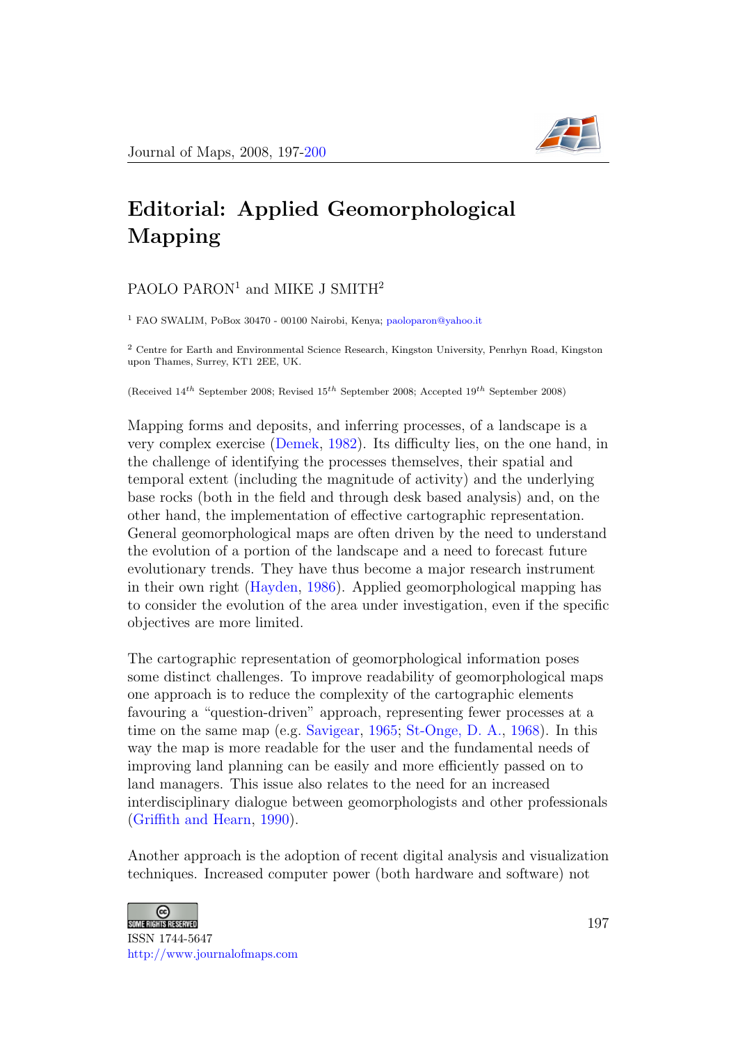# Editorial: Applied Geomorphological Mapping

PAOLO PARON[1] and MIKE J SMITH[2]

[1] FAO SWALIM, PoBox 30470 - 00100 Nairobi, Kenya; paoloparon@yahoo.it

[2] Centre for Earth and Environmental Science Research, Kingston University, Penrhyn Road, Kingston upon Thames, Surrey, KT1 2EE, UK.

(Received 14th September 2008; Revised 15th September 2008; Accepted 19th September 2008)

Mapping forms and deposits, and inferring processes, of a landscape is a very complex exercise (Demek, 1982). Its difficulty lies, on the one hand, in the challenge of identifying the processes themselves, their spatial and temporal extent (including the magnitude of activity) and the underlying base rocks (both in the field and through desk based analysis) and, on the other hand, the implementation of effective cartographic representation. General geomorphological maps are often driven by the need to understand the evolution of a portion of the landscape and a need to forecast future evolutionary trends. They have thus become a major research instrument in their own right (Hayden, 1986). Applied geomorphological mapping has to consider the evolution of the area under investigation, even if the specific objectives are more limited.

The cartographic representation of geomorphological information poses some distinct challenges. To improve readability of geomorphological maps one approach is to reduce the complexity of the cartographic elements favouring a "question-driven" approach, representing fewer processes at a time on the same map (e.g. Savigear, 1965; St-Onge, D. A., 1968). In this way the map is more readable for the user and the fundamental needs of improving land planning can be easily and more efficiently passed on to land managers. This issue also relates to the need for an increased interdisciplinary dialogue between geomorphologists and other professionals (Griffith and Hearn, 1990).

Another approach is the adoption of recent digital analysis and visualization techniques. Increased computer power (both hardware and software) not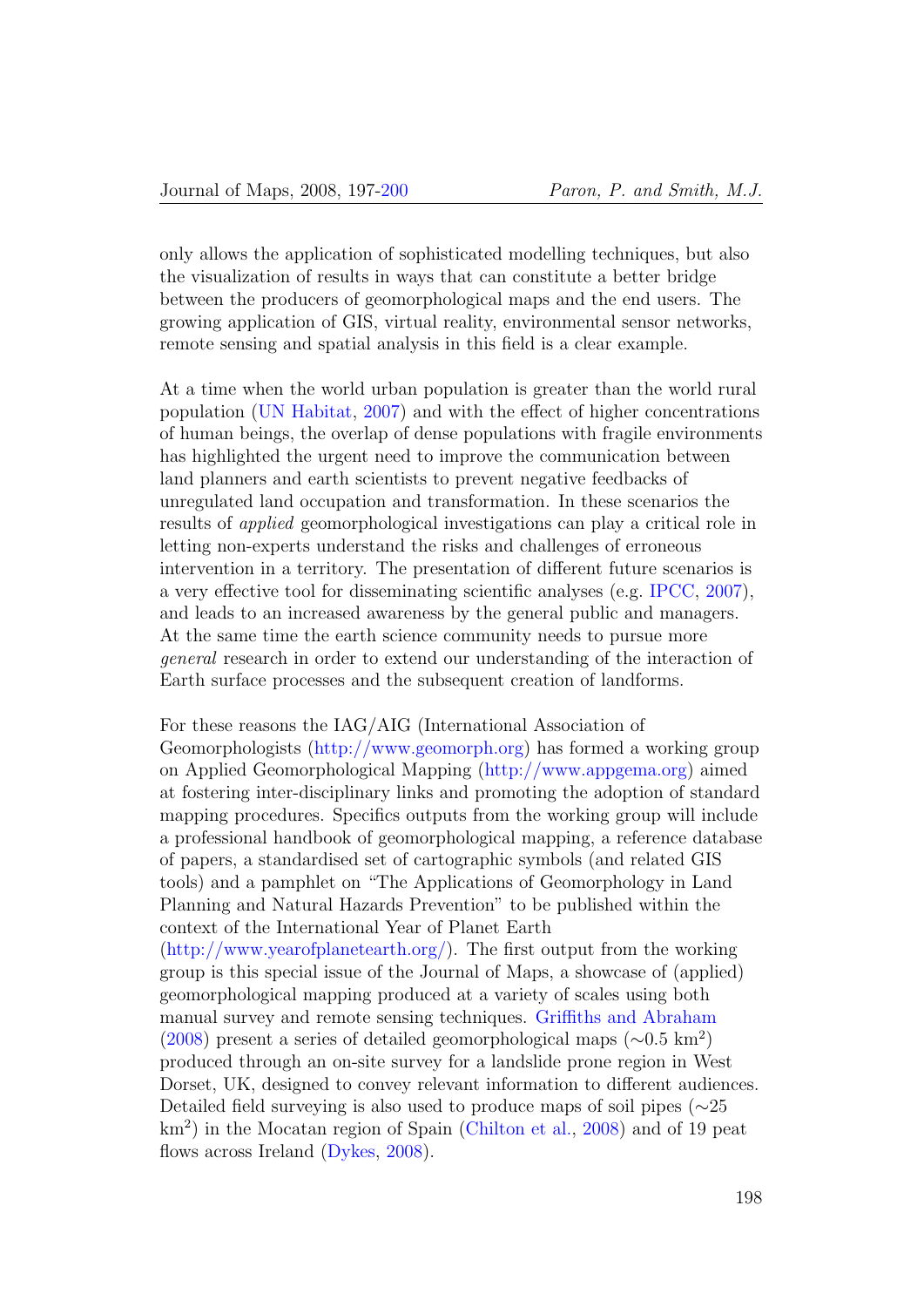only allows the application of sophisticated modelling techniques, but also the visualization of results in ways that can constitute a better bridge between the producers of geomorphological maps and the end users. The growing application of GIS, virtual reality, environmental sensor networks, remote sensing and spatial analysis in this field is a clear example.

At a time when the world urban population is greater than the world rural population (UN Habitat, 2007) and with the effect of higher concentrations of human beings, the overlap of dense populations with fragile environments has highlighted the urgent need to improve the communication between land planners and earth scientists to prevent negative feedbacks of unregulated land occupation and transformation. In these scenarios the results of *applied* geomorphological investigations can play a critical role in letting non-experts understand the risks and challenges of erroneous intervention in a territory. The presentation of different future scenarios is a very effective tool for disseminating scientific analyses (e.g. IPCC, 2007), and leads to an increased awareness by the general public and managers. At the same time the earth science community needs to pursue more *general* research in order to extend our understanding of the interaction of Earth surface processes and the subsequent creation of landforms.

For these reasons the IAG/AIG (International Association of Geomorphologists (http://www.geomorph.org) has formed a working group on Applied Geomorphological Mapping (http://www.appgema.org) aimed at fostering inter-disciplinary links and promoting the adoption of standard mapping procedures. Specifics outputs from the working group will include a professional handbook of geomorphological mapping, a reference database of papers, a standardised set of cartographic symbols (and related GIS tools) and a pamphlet on "The Applications of Geomorphology in Land Planning and Natural Hazards Prevention" to be published within the context of the International Year of Planet Earth (http://www.yearofplanetearth.org/). The first output from the working group is this special issue of the Journal of Maps, a showcase of (applied) geomorphological mapping produced at a variety of scales using both manual survey and remote sensing techniques. Griffiths and Abraham (2008) present a series of detailed geomorphological maps ($\sim$0.5 km$^2$) produced through an on-site survey for a landslide prone region in West Dorset, UK, designed to convey relevant information to different audiences. Detailed field surveying is also used to produce maps of soil pipes ($\sim$25 km$^2$) in the Mocatan region of Spain (Chilton et al., 2008) and of 19 peat flows across Ireland (Dykes, 2008).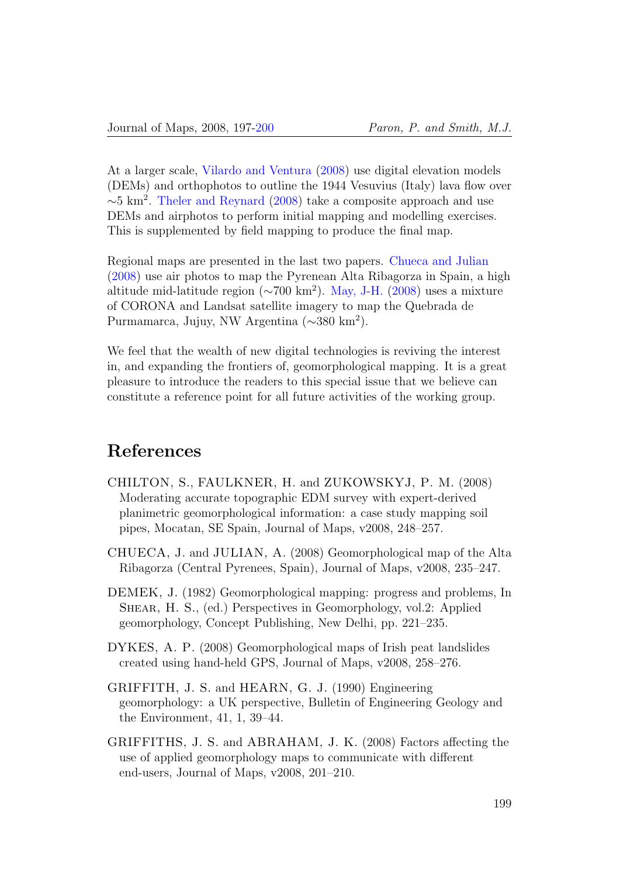At a larger scale, Vilardo and Ventura (2008) use digital elevation models (DEMs) and orthophotos to outline the 1944 Vesuvius (Italy) lava flow over ∼5 km$^2$. Theler and Reynard (2008) take a composite approach and use DEMs and airphotos to perform initial mapping and modelling exercises. This is supplemented by field mapping to produce the final map.

Regional maps are presented in the last two papers. Chueca and Julian (2008) use air photos to map the Pyrenean Alta Ribagorza in Spain, a high altitude mid-latitude region (∼700 km$^2$). May, J-H. (2008) uses a mixture of CORONA and Landsat satellite imagery to map the Quebrada de Purmamarca, Jujuy, NW Argentina (∼380 km$^2$).

We feel that the wealth of new digital technologies is reviving the interest in, and expanding the frontiers of, geomorphological mapping. It is a great pleasure to introduce the readers to this special issue that we believe can constitute a reference point for all future activities of the working group.

# References

CHILTON, S., FAULKNER, H. and ZUKOWSKYJ, P. M. (2008) Moderating accurate topographic EDM survey with expert-derived planimetric geomorphological information: a case study mapping soil pipes, Mocatan, SE Spain, Journal of Maps, v2008, 248–257.

CHUECA, J. and JULIAN, A. (2008) Geomorphological map of the Alta Ribagorza (Central Pyrenees, Spain), Journal of Maps, v2008, 235–247.

DEMEK, J. (1982) Geomorphological mapping: progress and problems, In SHEAR, H. S., (ed.) Perspectives in Geomorphology, vol.2: Applied geomorphology, Concept Publishing, New Delhi, pp. 221–235.

DYKES, A. P. (2008) Geomorphological maps of Irish peat landslides created using hand-held GPS, Journal of Maps, v2008, 258–276.

GRIFFITH, J. S. and HEARN, G. J. (1990) Engineering geomorphology: a UK perspective, Bulletin of Engineering Geology and the Environment, 41, 1, 39–44.

GRIFFITHS, J. S. and ABRAHAM, J. K. (2008) Factors affecting the use of applied geomorphology maps to communicate with different end-users, Journal of Maps, v2008, 201–210.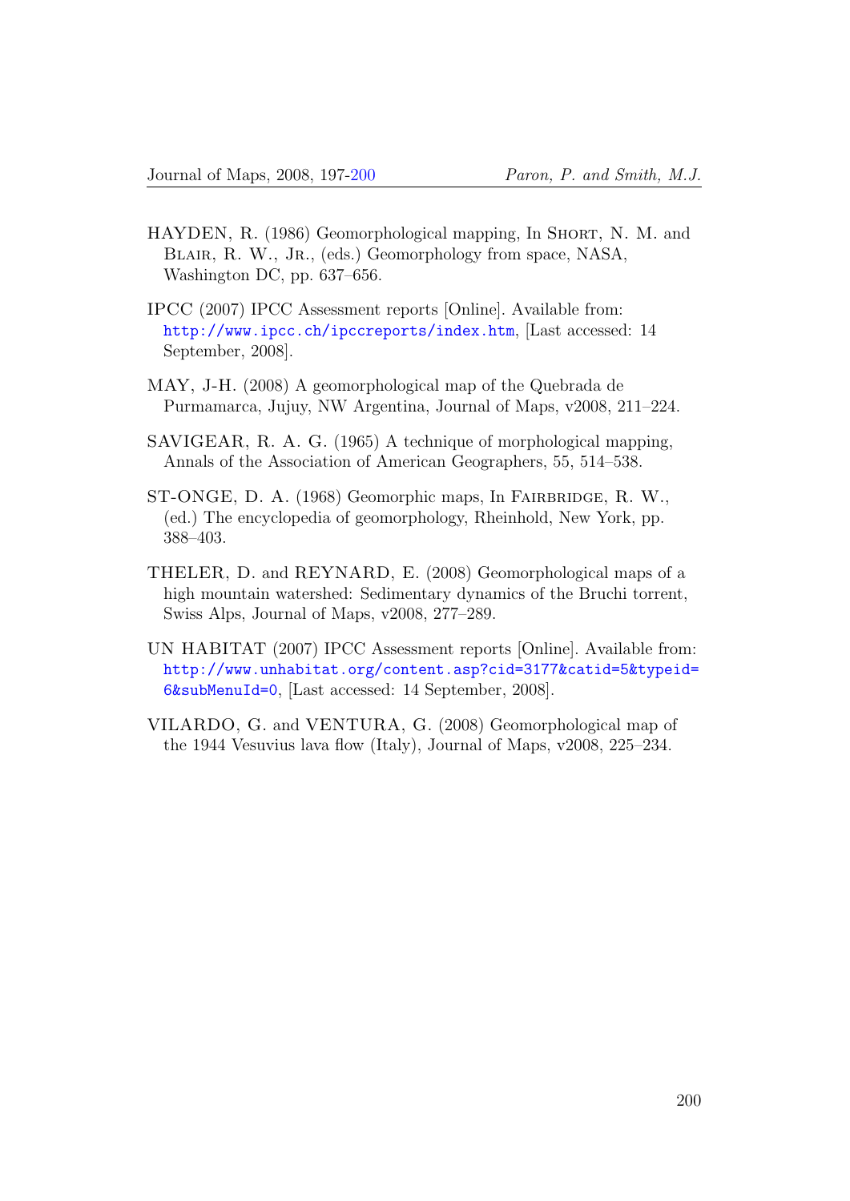HAYDEN, R. (1986) Geomorphological mapping, In Short, N. M. and Blair, R. W., Jr., (eds.) Geomorphology from space, NASA, Washington DC, pp. 637–656.

IPCC (2007) IPCC Assessment reports [Online]. Available from: http://www.ipcc.ch/ipccreports/index.htm, [Last accessed: 14 September, 2008].

MAY, J-H. (2008) A geomorphological map of the Quebrada de Purmamarca, Jujuy, NW Argentina, Journal of Maps, v2008, 211–224.

SAVIGEAR, R. A. G. (1965) A technique of morphological mapping, Annals of the Association of American Geographers, 55, 514–538.

ST-ONGE, D. A. (1968) Geomorphic maps, In Fairbridge, R. W., (ed.) The encyclopedia of geomorphology, Rheinhold, New York, pp. 388–403.

THELER, D. and REYNARD, E. (2008) Geomorphological maps of a high mountain watershed: Sedimentary dynamics of the Bruchi torrent, Swiss Alps, Journal of Maps, v2008, 277–289.

UN HABITAT (2007) IPCC Assessment reports [Online]. Available from: http://www.unhabitat.org/content.asp?cid=3177&catid=5&typeid=6&subMenuId=0, [Last accessed: 14 September, 2008].

VILARDO, G. and VENTURA, G. (2008) Geomorphological map of the 1944 Vesuvius lava flow (Italy), Journal of Maps, v2008, 225–234.